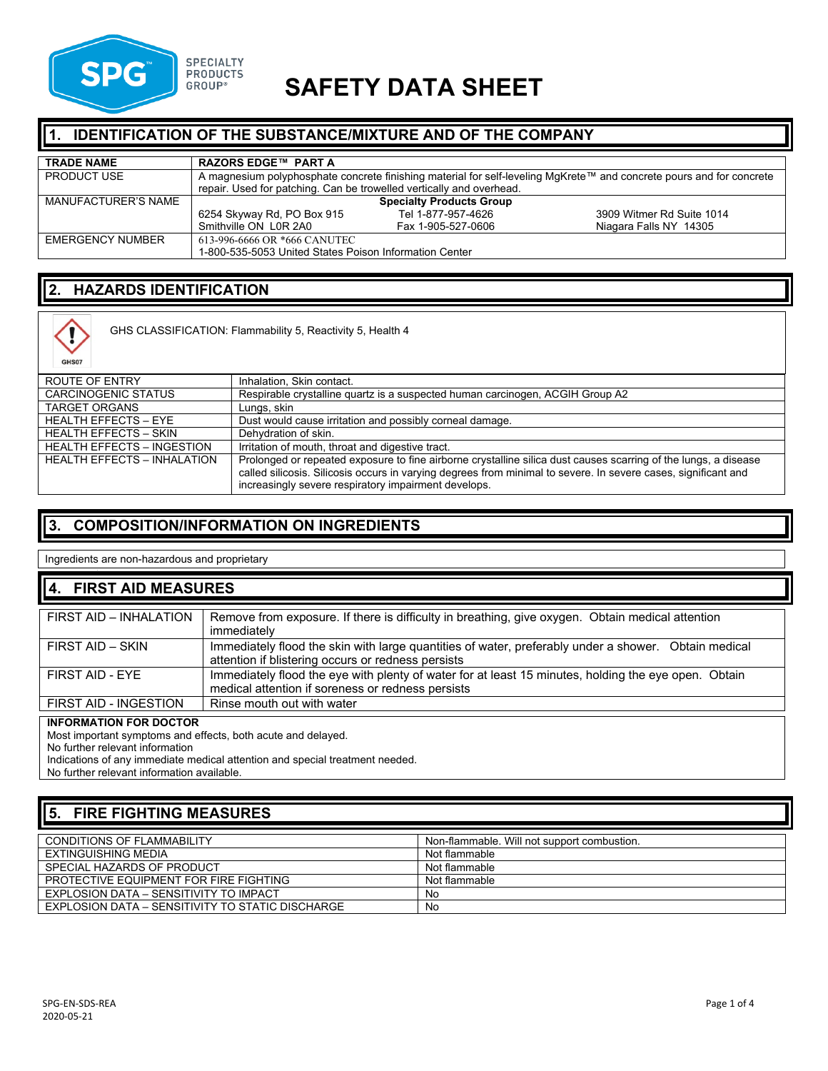SPECIALTY PRODUCTS GROUP®

# SAFETY DATA SHEET

## 1. IDENTIFICATION OF THE SUBSTANCE/MIXTURE AND OF THE COMPANY

| | |
|---|---|
| **TRADE NAME** | **RAZORS EDGE™ PART A** |
| PRODUCT USE | A magnesium polyphosphate concrete finishing material for self-leveling MgKrete™ and concrete pours and for concrete repair. Used for patching. Can be trowelled vertically and overhead. |
| MANUFACTURER'S NAME | **Specialty Products Group**<br>6254 Skyway Rd, PO Box 915, Smithville ON L0R 2A0<br>Tel 1-877-957-4626<br>Fax 1-905-527-0606<br>3909 Witmer Rd Suite 1014, Niagara Falls NY 14305 |
| EMERGENCY NUMBER | 613-996-6666 OR *666 CANUTEC<br>1-800-535-5053 United States Poison Information Center |

## 2. HAZARDS IDENTIFICATION

GHS07

GHS CLASSIFICATION: Flammability 5, Reactivity 5, Health 4

| | |
|---|---|
| ROUTE OF ENTRY | Inhalation, Skin contact. |
| CARCINOGENIC STATUS | Respirable crystalline quartz is a suspected human carcinogen, ACGIH Group A2 |
| TARGET ORGANS | Lungs, skin |
| HEALTH EFFECTS – EYE | Dust would cause irritation and possibly corneal damage. |
| HEALTH EFFECTS – SKIN | Dehydration of skin. |
| HEALTH EFFECTS – INGESTION | Irritation of mouth, throat and digestive tract. |
| HEALTH EFFECTS – INHALATION | Prolonged or repeated exposure to fine airborne crystalline silica dust causes scarring of the lungs, a disease called silicosis. Silicosis occurs in varying degrees from minimal to severe. In severe cases, significant and increasingly severe respiratory impairment develops. |

## 3. COMPOSITION/INFORMATION ON INGREDIENTS

Ingredients are non-hazardous and proprietary

## 4. FIRST AID MEASURES

| | |
|---|---|
| FIRST AID – INHALATION | Remove from exposure. If there is difficulty in breathing, give oxygen. Obtain medical attention immediately |
| FIRST AID – SKIN | Immediately flood the skin with large quantities of water, preferably under a shower. Obtain medical attention if blistering occurs or redness persists |
| FIRST AID - EYE | Immediately flood the eye with plenty of water for at least 15 minutes, holding the eye open. Obtain medical attention if soreness or redness persists |
| FIRST AID - INGESTION | Rinse mouth out with water |

**INFORMATION FOR DOCTOR**

Most important symptoms and effects, both acute and delayed.
No further relevant information
Indications of any immediate medical attention and special treatment needed.
No further relevant information available.

## 5. FIRE FIGHTING MEASURES

| | |
|---|---|
| CONDITIONS OF FLAMMABILITY | Non-flammable. Will not support combustion. |
| EXTINGUISHING MEDIA | Not flammable |
| SPECIAL HAZARDS OF PRODUCT | Not flammable |
| PROTECTIVE EQUIPMENT FOR FIRE FIGHTING | Not flammable |
| EXPLOSION DATA – SENSITIVITY TO IMPACT | No |
| EXPLOSION DATA – SENSITIVITY TO STATIC DISCHARGE | No |

SPG-EN-SDS-REA
2020-05-21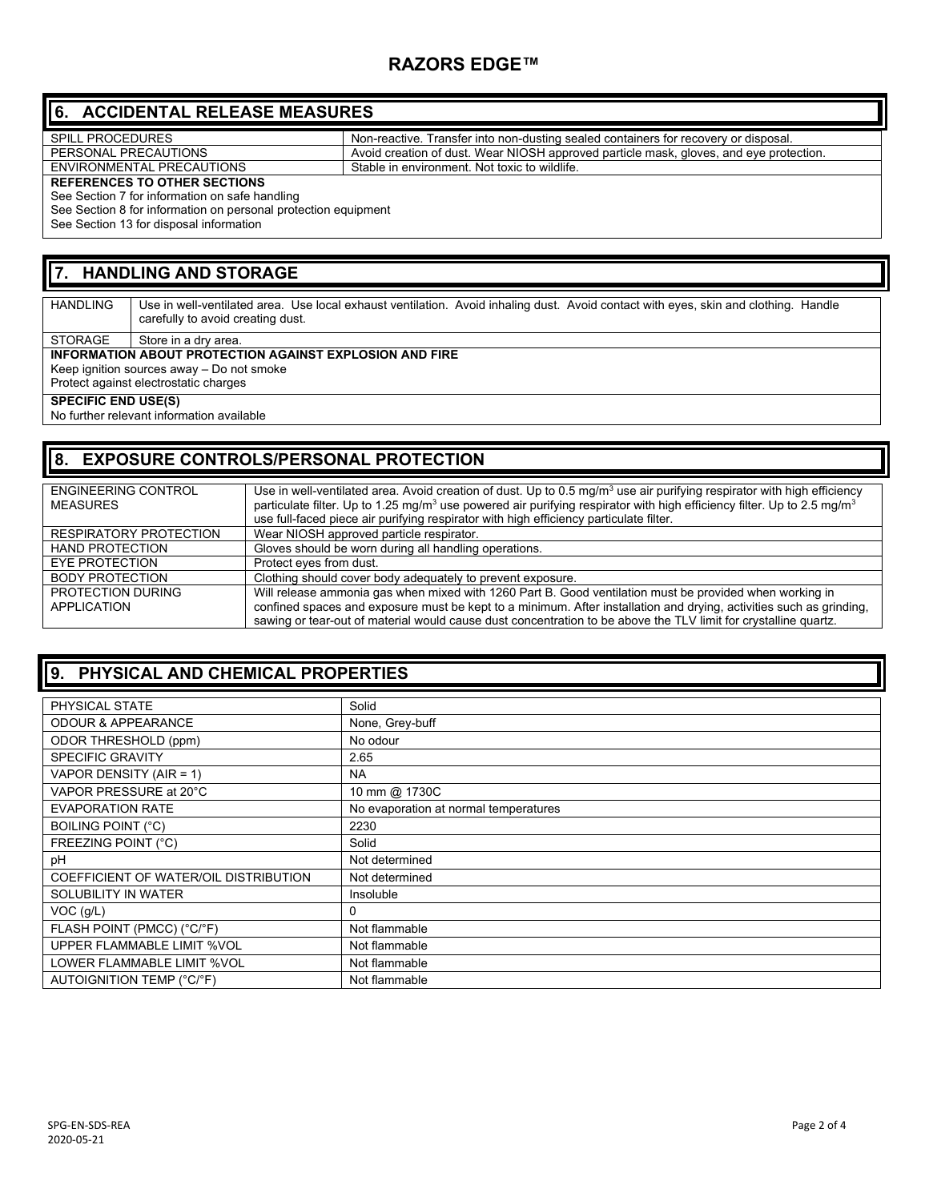## 6. ACCIDENTAL RELEASE MEASURES

| | |
|---|---|
| SPILL PROCEDURES | Non-reactive. Transfer into non-dusting sealed containers for recovery or disposal. |
| PERSONAL PRECAUTIONS | Avoid creation of dust. Wear NIOSH approved particle mask, gloves, and eye protection. |
| ENVIRONMENTAL PRECAUTIONS | Stable in environment. Not toxic to wildlife. |

**REFERENCES TO OTHER SECTIONS**

See Section 7 for information on safe handling
See Section 8 for information on personal protection equipment
See Section 13 for disposal information

## 7. HANDLING AND STORAGE

| | |
|---|---|
| HANDLING | Use in well-ventilated area. Use local exhaust ventilation. Avoid inhaling dust. Avoid contact with eyes, skin and clothing. Handle carefully to avoid creating dust. |
| STORAGE | Store in a dry area. |

**INFORMATION ABOUT PROTECTION AGAINST EXPLOSION AND FIRE**

Keep ignition sources away – Do not smoke
Protect against electrostatic charges

**SPECIFIC END USE(S)**

No further relevant information available

## 8. EXPOSURE CONTROLS/PERSONAL PROTECTION

| | |
|---|---|
| ENGINEERING CONTROL MEASURES | Use in well-ventilated area. Avoid creation of dust. Up to 0.5 mg/m$^3$ use air purifying respirator with high efficiency particulate filter. Up to 1.25 mg/m$^3$ use powered air purifying respirator with high efficiency filter. Up to 2.5 mg/m$^3$ use full-faced piece air purifying respirator with high efficiency particulate filter. |
| RESPIRATORY PROTECTION | Wear NIOSH approved particle respirator. |
| HAND PROTECTION | Gloves should be worn during all handling operations. |
| EYE PROTECTION | Protect eyes from dust. |
| BODY PROTECTION | Clothing should cover body adequately to prevent exposure. |
| PROTECTION DURING APPLICATION | Will release ammonia gas when mixed with 1260 Part B. Good ventilation must be provided when working in confined spaces and exposure must be kept to a minimum. After installation and drying, activities such as grinding, sawing or tear-out of material would cause dust concentration to be above the TLV limit for crystalline quartz. |

## 9. PHYSICAL AND CHEMICAL PROPERTIES

| | |
|---|---|
| PHYSICAL STATE | Solid |
| ODOUR & APPEARANCE | None, Grey-buff |
| ODOR THRESHOLD (ppm) | No odour |
| SPECIFIC GRAVITY | 2.65 |
| VAPOR DENSITY (AIR = 1) | NA |
| VAPOR PRESSURE at 20°C | 10 mm @ 1730C |
| EVAPORATION RATE | No evaporation at normal temperatures |
| BOILING POINT (°C) | 2230 |
| FREEZING POINT (°C) | Solid |
| pH | Not determined |
| COEFFICIENT OF WATER/OIL DISTRIBUTION | Not determined |
| SOLUBILITY IN WATER | Insoluble |
| VOC (g/L) | 0 |
| FLASH POINT (PMCC) (°C/°F) | Not flammable |
| UPPER FLAMMABLE LIMIT %VOL | Not flammable |
| LOWER FLAMMABLE LIMIT %VOL | Not flammable |
| AUTOIGNITION TEMP (°C/°F) | Not flammable |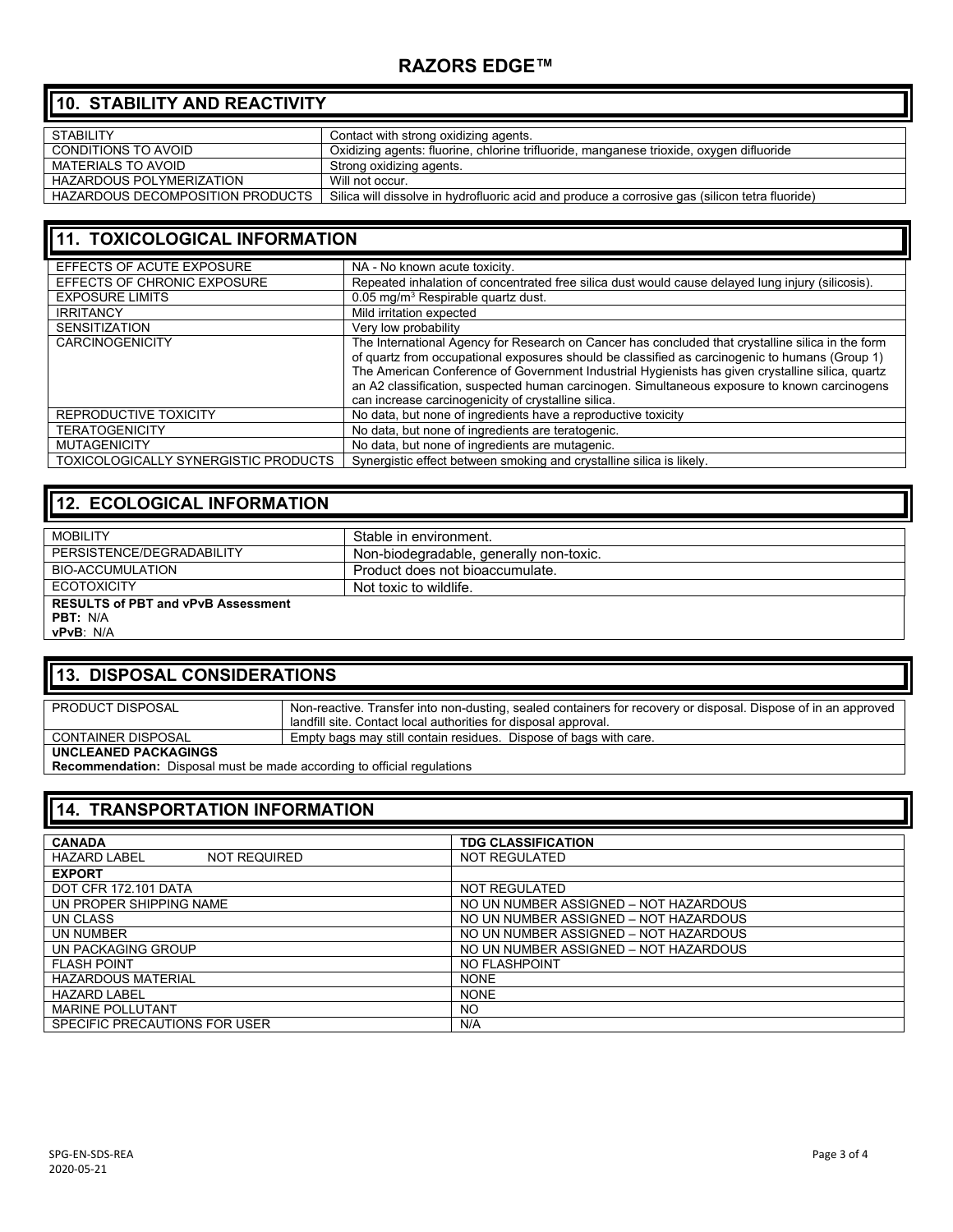## 10. STABILITY AND REACTIVITY

| | |
|---|---|
| STABILITY | Contact with strong oxidizing agents. |
| CONDITIONS TO AVOID | Oxidizing agents: fluorine, chlorine trifluoride, manganese trioxide, oxygen difluoride |
| MATERIALS TO AVOID | Strong oxidizing agents. |
| HAZARDOUS POLYMERIZATION | Will not occur. |
| HAZARDOUS DECOMPOSITION PRODUCTS | Silica will dissolve in hydrofluoric acid and produce a corrosive gas (silicon tetra fluoride) |

## 11. TOXICOLOGICAL INFORMATION

| | |
|---|---|
| EFFECTS OF ACUTE EXPOSURE | NA - No known acute toxicity. |
| EFFECTS OF CHRONIC EXPOSURE | Repeated inhalation of concentrated free silica dust would cause delayed lung injury (silicosis). |
| EXPOSURE LIMITS | 0.05 mg/m$^3$ Respirable quartz dust. |
| IRRITANCY | Mild irritation expected |
| SENSITIZATION | Very low probability |
| CARCINOGENICITY | The International Agency for Research on Cancer has concluded that crystalline silica in the form of quartz from occupational exposures should be classified as carcinogenic to humans (Group 1) The American Conference of Government Industrial Hygienists has given crystalline silica, quartz an A2 classification, suspected human carcinogen. Simultaneous exposure to known carcinogens can increase carcinogenicity of crystalline silica. |
| REPRODUCTIVE TOXICITY | No data, but none of ingredients have a reproductive toxicity |
| TERATOGENICITY | No data, but none of ingredients are teratogenic. |
| MUTAGENICITY | No data, but none of ingredients are mutagenic. |
| TOXICOLOGICALLY SYNERGISTIC PRODUCTS | Synergistic effect between smoking and crystalline silica is likely. |

## 12. ECOLOGICAL INFORMATION

| | |
|---|---|
| MOBILITY | Stable in environment. |
| PERSISTENCE/DEGRADABILITY | Non-biodegradable, generally non-toxic. |
| BIO-ACCUMULATION | Product does not bioaccumulate. |
| ECOTOXICITY | Not toxic to wildlife. |

**RESULTS of PBT and vPvB Assessment**
**PBT:** N/A
**vPvB**: N/A

## 13. DISPOSAL CONSIDERATIONS

| | |
|---|---|
| PRODUCT DISPOSAL | Non-reactive. Transfer into non-dusting, sealed containers for recovery or disposal. Dispose of in an approved landfill site. Contact local authorities for disposal approval. |
| CONTAINER DISPOSAL | Empty bags may still contain residues. Dispose of bags with care. |

**UNCLEANED PACKAGINGS**
**Recommendation:** Disposal must be made according to official regulations

## 14. TRANSPORTATION INFORMATION

| **CANADA** | **TDG CLASSIFICATION** |
|---|---|
| HAZARD LABEL NOT REQUIRED | NOT REGULATED |
| **EXPORT** | |
| DOT CFR 172.101 DATA | NOT REGULATED |
| UN PROPER SHIPPING NAME | NO UN NUMBER ASSIGNED – NOT HAZARDOUS |
| UN CLASS | NO UN NUMBER ASSIGNED – NOT HAZARDOUS |
| UN NUMBER | NO UN NUMBER ASSIGNED – NOT HAZARDOUS |
| UN PACKAGING GROUP | NO UN NUMBER ASSIGNED – NOT HAZARDOUS |
| FLASH POINT | NO FLASHPOINT |
| HAZARDOUS MATERIAL | NONE |
| HAZARD LABEL | NONE |
| MARINE POLLUTANT | NO |
| SPECIFIC PRECAUTIONS FOR USER | N/A |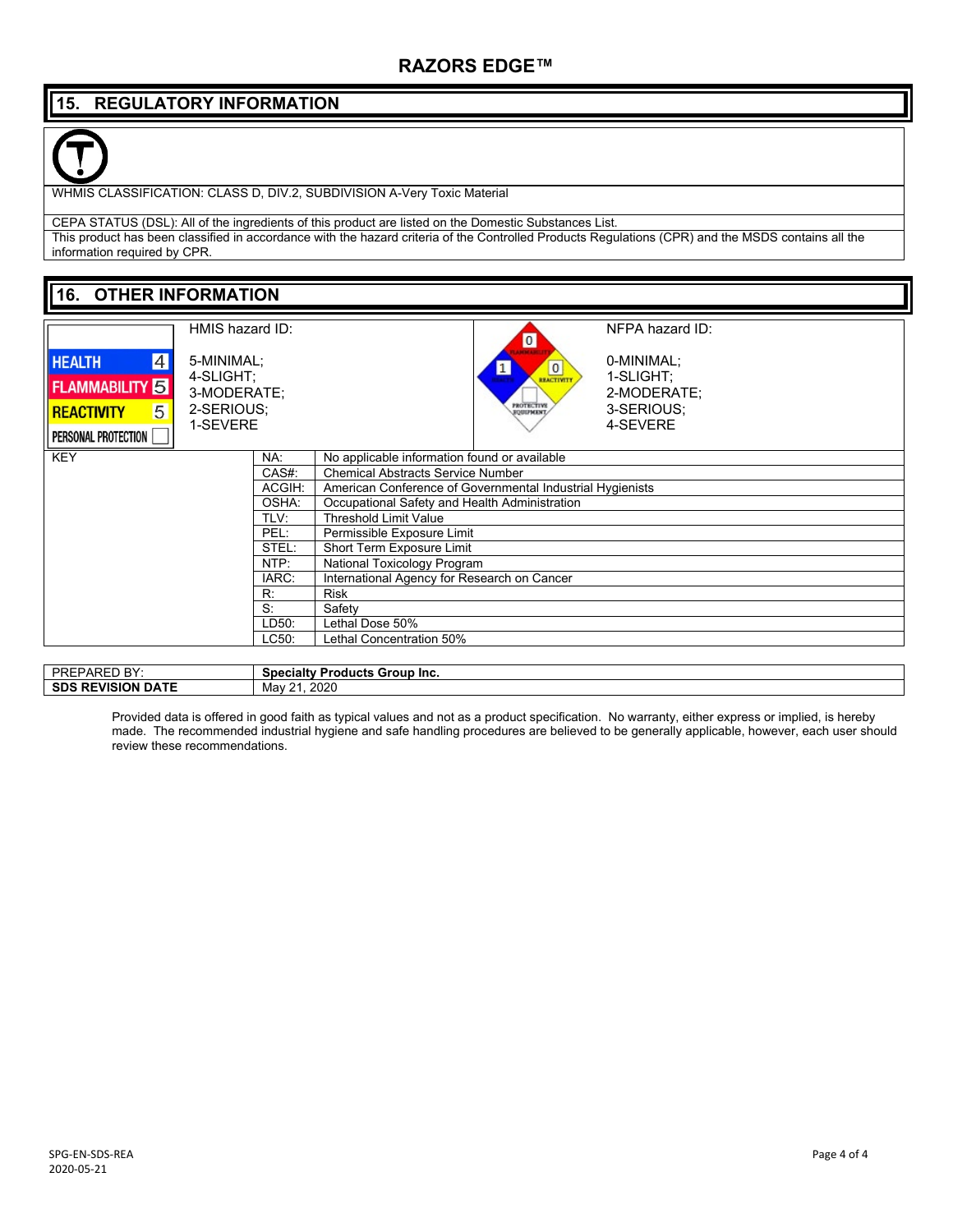# RAZORS EDGE™

## 15. REGULATORY INFORMATION

WHMIS CLASSIFICATION: CLASS D, DIV.2, SUBDIVISION A-Very Toxic Material

CEPA STATUS (DSL): All of the ingredients of this product are listed on the Domestic Substances List.

This product has been classified in accordance with the hazard criteria of the Controlled Products Regulations (CPR) and the MSDS contains all the information required by CPR.

## 16. OTHER INFORMATION

| | HMIS hazard ID: | | NFPA hazard ID: |
|---|---|---|---|
| HEALTH 4<br>FLAMMABILITY 5<br>REACTIVITY 5<br>PERSONAL PROTECTION | 5-MINIMAL;<br>4-SLIGHT;<br>3-MODERATE;<br>2-SERIOUS;<br>1-SEVERE | FLAMMABILITY 0<br>HEALTH 1<br>REACTIVITY 0<br>PROTECTIVE EQUIPMENT | 0-MINIMAL;<br>1-SLIGHT;<br>2-MODERATE;<br>3-SERIOUS;<br>4-SEVERE |

| KEY | | |
|---|---|---|
| | NA: | No applicable information found or available |
| | CAS#: | Chemical Abstracts Service Number |
| | ACGIH: | American Conference of Governmental Industrial Hygienists |
| | OSHA: | Occupational Safety and Health Administration |
| | TLV: | Threshold Limit Value |
| | PEL: | Permissible Exposure Limit |
| | STEL: | Short Term Exposure Limit |
| | NTP: | National Toxicology Program |
| | IARC: | International Agency for Research on Cancer |
| | R: | Risk |
| | S: | Safety |
| | LD50: | Lethal Dose 50% |
| | LC50: | Lethal Concentration 50% |

| | |
|---|---|
| PREPARED BY: | **Specialty Products Group Inc.** |
| **SDS REVISION DATE** | May 21, 2020 |

Provided data is offered in good faith as typical values and not as a product specification. No warranty, either express or implied, is hereby made. The recommended industrial hygiene and safe handling procedures are believed to be generally applicable, however, each user should review these recommendations.

SPG-EN-SDS-REA
2020-05-21